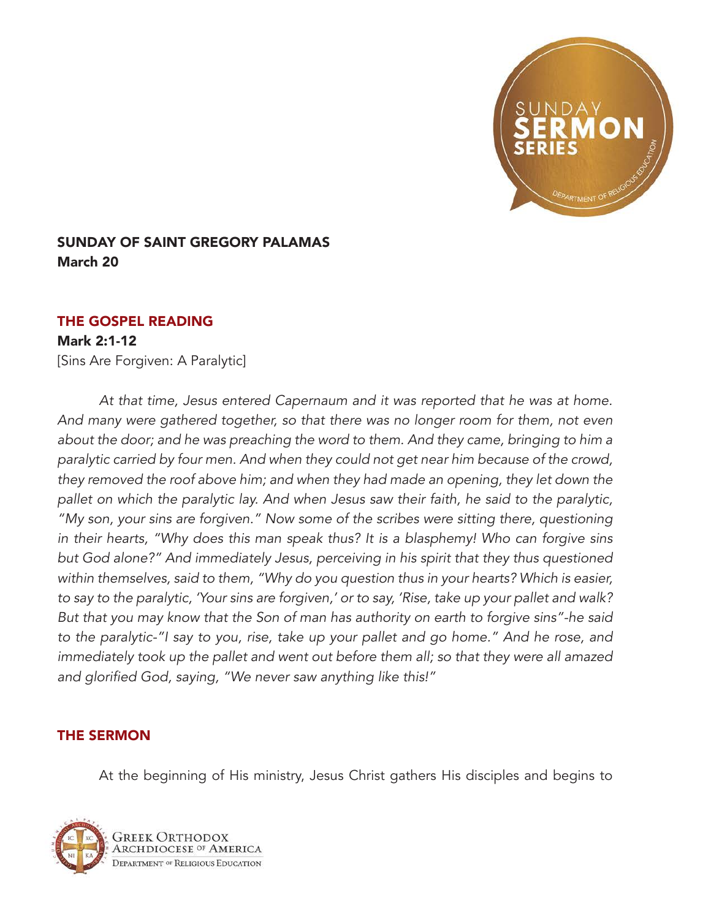## SUNDAY OF SAINT GREGORY PALAMAS
**March 20**

### THE GOSPEL READING

**Mark 2:1-12**
[Sins Are Forgiven: A Paralytic]

*At that time, Jesus entered Capernaum and it was reported that he was at home. And many were gathered together, so that there was no longer room for them, not even about the door; and he was preaching the word to them. And they came, bringing to him a paralytic carried by four men. And when they could not get near him because of the crowd, they removed the roof above him; and when they had made an opening, they let down the pallet on which the paralytic lay. And when Jesus saw their faith, he said to the paralytic, "My son, your sins are forgiven." Now some of the scribes were sitting there, questioning in their hearts, "Why does this man speak thus? It is a blasphemy! Who can forgive sins but God alone?" And immediately Jesus, perceiving in his spirit that they thus questioned within themselves, said to them, "Why do you question thus in your hearts? Which is easier, to say to the paralytic, 'Your sins are forgiven,' or to say, 'Rise, take up your pallet and walk? But that you may know that the Son of man has authority on earth to forgive sins"-he said to the paralytic-"I say to you, rise, take up your pallet and go home." And he rose, and immediately took up the pallet and went out before them all; so that they were all amazed and glorified God, saying, "We never saw anything like this!"*

### THE SERMON

At the beginning of His ministry, Jesus Christ gathers His disciples and begins to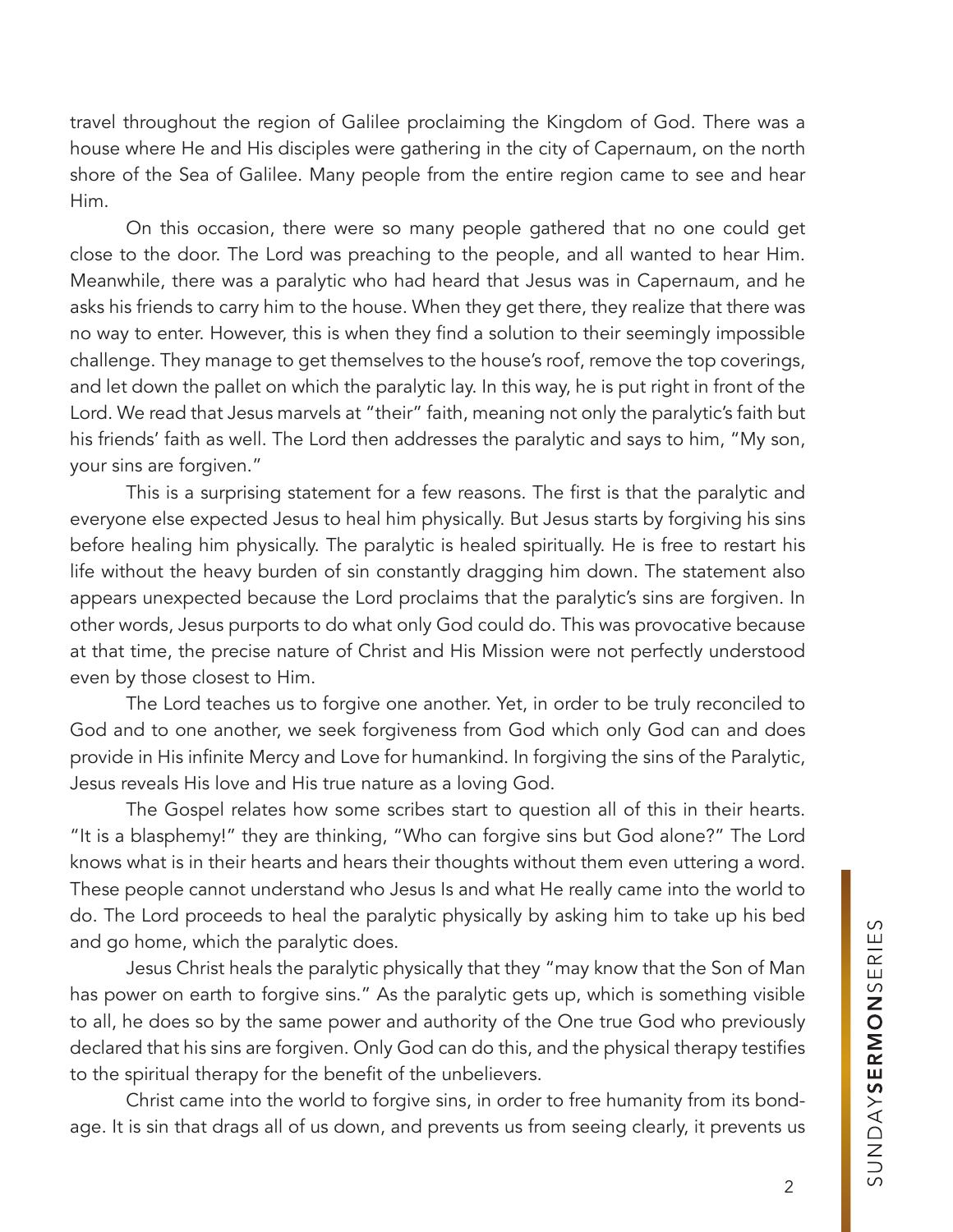travel throughout the region of Galilee proclaiming the Kingdom of God. There was a house where He and His disciples were gathering in the city of Capernaum, on the north shore of the Sea of Galilee. Many people from the entire region came to see and hear Him.

On this occasion, there were so many people gathered that no one could get close to the door. The Lord was preaching to the people, and all wanted to hear Him. Meanwhile, there was a paralytic who had heard that Jesus was in Capernaum, and he asks his friends to carry him to the house. When they get there, they realize that there was no way to enter. However, this is when they find a solution to their seemingly impossible challenge. They manage to get themselves to the house's roof, remove the top coverings, and let down the pallet on which the paralytic lay. In this way, he is put right in front of the Lord. We read that Jesus marvels at "their" faith, meaning not only the paralytic's faith but his friends' faith as well. The Lord then addresses the paralytic and says to him, "My son, your sins are forgiven."

This is a surprising statement for a few reasons. The first is that the paralytic and everyone else expected Jesus to heal him physically. But Jesus starts by forgiving his sins before healing him physically. The paralytic is healed spiritually. He is free to restart his life without the heavy burden of sin constantly dragging him down. The statement also appears unexpected because the Lord proclaims that the paralytic's sins are forgiven. In other words, Jesus purports to do what only God could do. This was provocative because at that time, the precise nature of Christ and His Mission were not perfectly understood even by those closest to Him.

The Lord teaches us to forgive one another. Yet, in order to be truly reconciled to God and to one another, we seek forgiveness from God which only God can and does provide in His infinite Mercy and Love for humankind. In forgiving the sins of the Paralytic, Jesus reveals His love and His true nature as a loving God.

The Gospel relates how some scribes start to question all of this in their hearts. "It is a blasphemy!" they are thinking, "Who can forgive sins but God alone?" The Lord knows what is in their hearts and hears their thoughts without them even uttering a word. These people cannot understand who Jesus Is and what He really came into the world to do. The Lord proceeds to heal the paralytic physically by asking him to take up his bed and go home, which the paralytic does.

Jesus Christ heals the paralytic physically that they "may know that the Son of Man has power on earth to forgive sins." As the paralytic gets up, which is something visible to all, he does so by the same power and authority of the One true God who previously declared that his sins are forgiven. Only God can do this, and the physical therapy testifies to the spiritual therapy for the benefit of the unbelievers.

Christ came into the world to forgive sins, in order to free humanity from its bondage. It is sin that drags all of us down, and prevents us from seeing clearly, it prevents us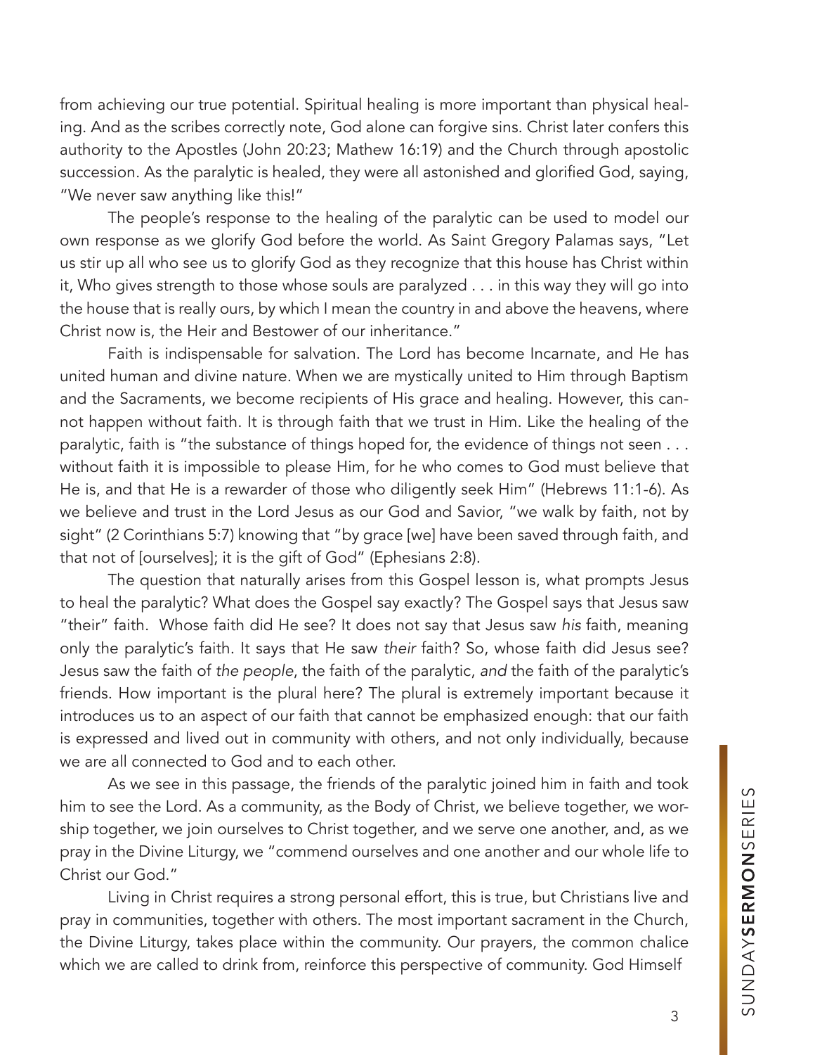from achieving our true potential. Spiritual healing is more important than physical healing. And as the scribes correctly note, God alone can forgive sins. Christ later confers this authority to the Apostles (John 20:23; Mathew 16:19) and the Church through apostolic succession. As the paralytic is healed, they were all astonished and glorified God, saying, "We never saw anything like this!"

The people's response to the healing of the paralytic can be used to model our own response as we glorify God before the world. As Saint Gregory Palamas says, "Let us stir up all who see us to glorify God as they recognize that this house has Christ within it, Who gives strength to those whose souls are paralyzed . . . in this way they will go into the house that is really ours, by which I mean the country in and above the heavens, where Christ now is, the Heir and Bestower of our inheritance."

Faith is indispensable for salvation. The Lord has become Incarnate, and He has united human and divine nature. When we are mystically united to Him through Baptism and the Sacraments, we become recipients of His grace and healing. However, this cannot happen without faith. It is through faith that we trust in Him. Like the healing of the paralytic, faith is "the substance of things hoped for, the evidence of things not seen . . . without faith it is impossible to please Him, for he who comes to God must believe that He is, and that He is a rewarder of those who diligently seek Him" (Hebrews 11:1-6). As we believe and trust in the Lord Jesus as our God and Savior, "we walk by faith, not by sight" (2 Corinthians 5:7) knowing that "by grace [we] have been saved through faith, and that not of [ourselves]; it is the gift of God" (Ephesians 2:8).

The question that naturally arises from this Gospel lesson is, what prompts Jesus to heal the paralytic? What does the Gospel say exactly? The Gospel says that Jesus saw "their" faith. Whose faith did He see? It does not say that Jesus saw *his* faith, meaning only the paralytic's faith. It says that He saw *their* faith? So, whose faith did Jesus see? Jesus saw the faith of *the people*, the faith of the paralytic, *and* the faith of the paralytic's friends. How important is the plural here? The plural is extremely important because it introduces us to an aspect of our faith that cannot be emphasized enough: that our faith is expressed and lived out in community with others, and not only individually, because we are all connected to God and to each other.

As we see in this passage, the friends of the paralytic joined him in faith and took him to see the Lord. As a community, as the Body of Christ, we believe together, we worship together, we join ourselves to Christ together, and we serve one another, and, as we pray in the Divine Liturgy, we "commend ourselves and one another and our whole life to Christ our God."

Living in Christ requires a strong personal effort, this is true, but Christians live and pray in communities, together with others. The most important sacrament in the Church, the Divine Liturgy, takes place within the community. Our prayers, the common chalice which we are called to drink from, reinforce this perspective of community. God Himself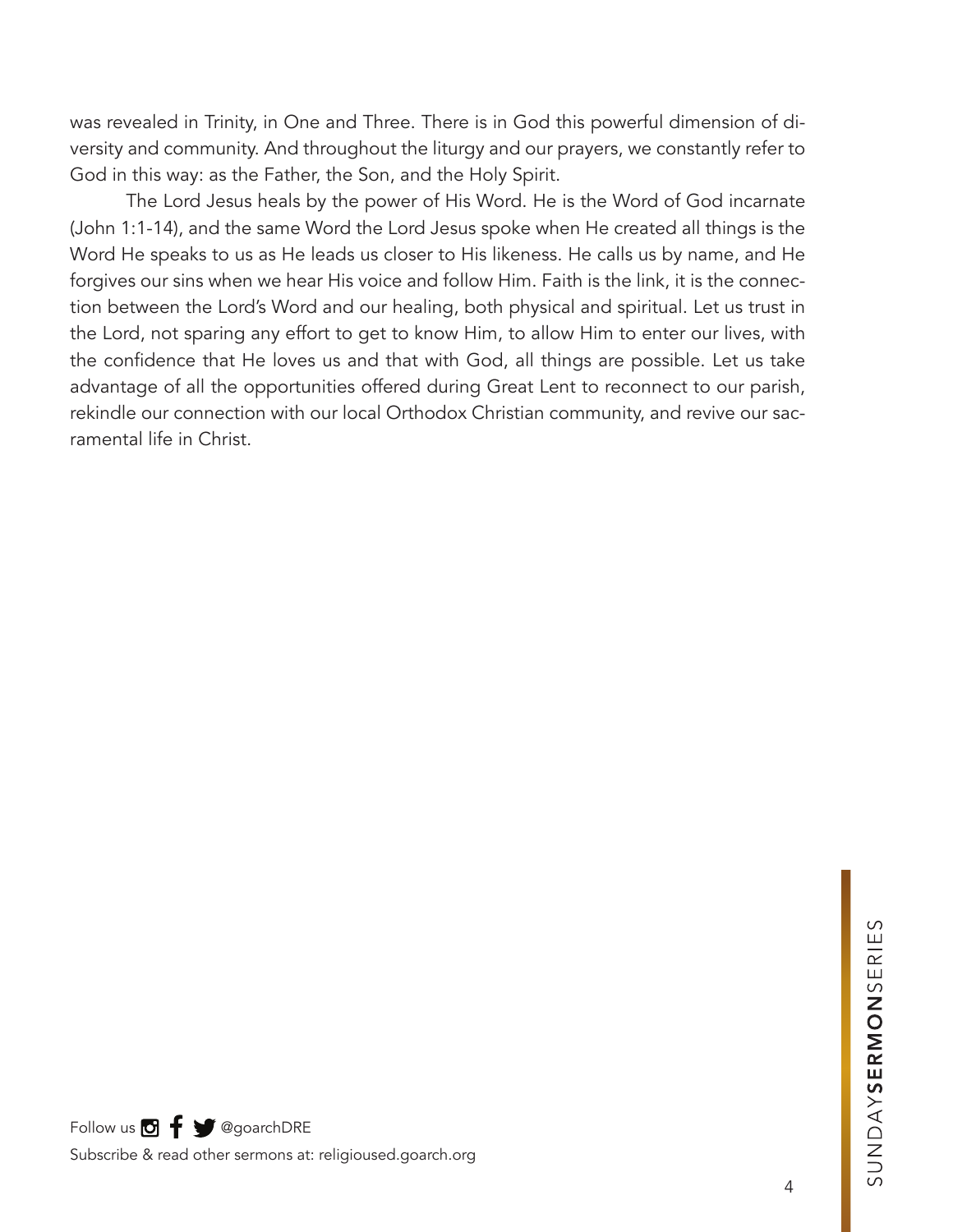was revealed in Trinity, in One and Three. There is in God this powerful dimension of diversity and community. And throughout the liturgy and our prayers, we constantly refer to God in this way: as the Father, the Son, and the Holy Spirit.

The Lord Jesus heals by the power of His Word. He is the Word of God incarnate (John 1:1-14), and the same Word the Lord Jesus spoke when He created all things is the Word He speaks to us as He leads us closer to His likeness. He calls us by name, and He forgives our sins when we hear His voice and follow Him. Faith is the link, it is the connection between the Lord's Word and our healing, both physical and spiritual. Let us trust in the Lord, not sparing any effort to get to know Him, to allow Him to enter our lives, with the confidence that He loves us and that with God, all things are possible. Let us take advantage of all the opportunities offered during Great Lent to reconnect to our parish, rekindle our connection with our local Orthodox Christian community, and revive our sacramental life in Christ.

Follow us @goarchDRE

Subscribe & read other sermons at: religioused.goarch.org